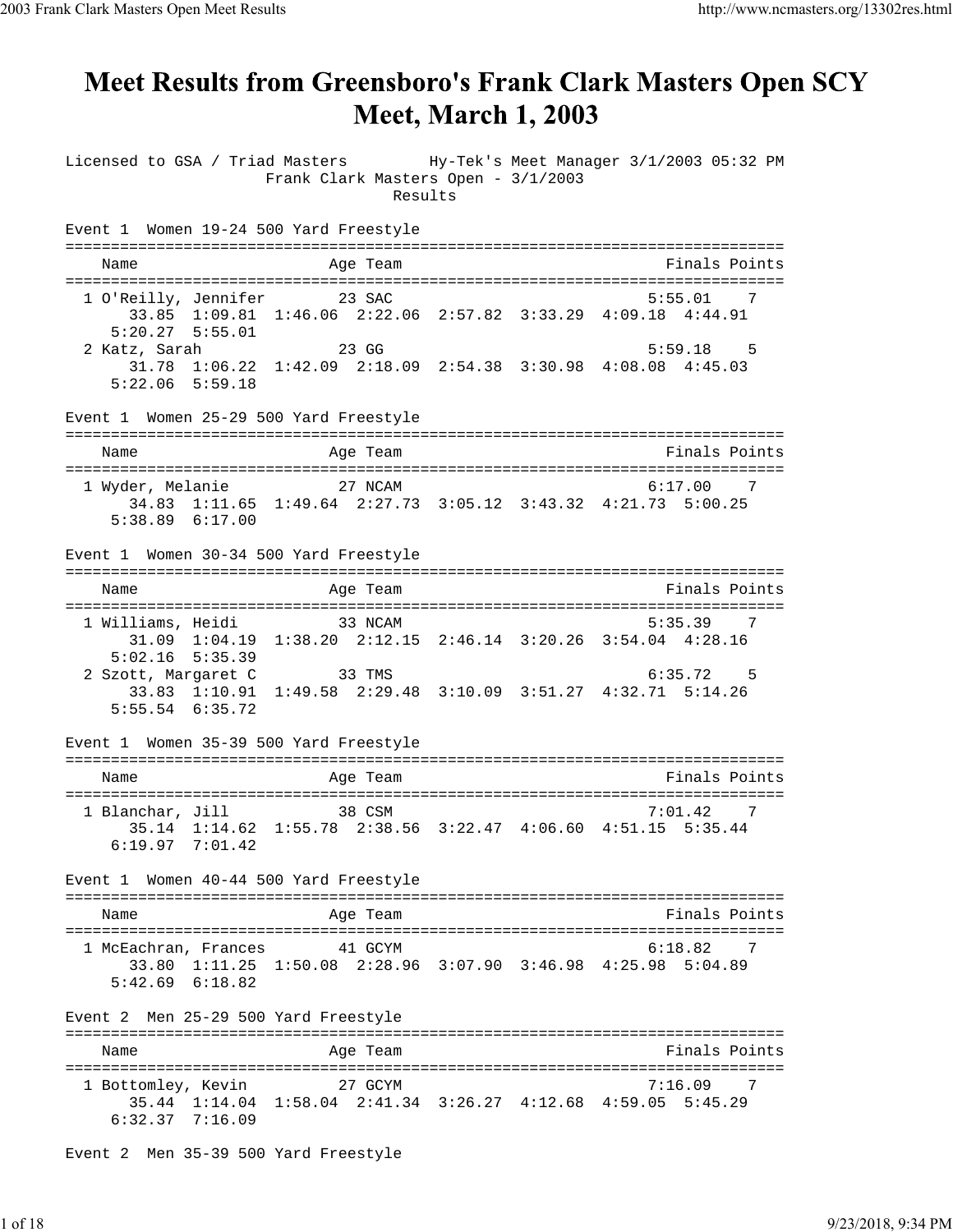# Meet Results from Greensboro's Frank Clark Masters Open SCY Meet, March 1, 2003

```
Licensed to GSA / Triad Masters         Hy-Tek's Meet Manager 3/1/2003 05:32 PM
                      Frank Clark Masters Open - 3/1/2003
                                    Results

Event 1  Women 19-24 500 Yard Freestyle
===============================================================================
    Name                    Age Team                               Finals Points
===============================================================================
  1 O'Reilly, Jennifer        23 SAC                              5:55.01    7
       33.85  1:09.81  1:46.06  2:22.06  2:57.82  3:33.29  4:09.18  4:44.91
     5:20.27  5:55.01
  2 Katz, Sarah               23 GG                               5:59.18    5
       31.78  1:06.22  1:42.09  2:18.09  2:54.38  3:30.98  4:08.08  4:45.03
     5:22.06  5:59.18

Event 1  Women 25-29 500 Yard Freestyle
===============================================================================
    Name                    Age Team                               Finals Points
===============================================================================
  1 Wyder, Melanie            27 NCAM                             6:17.00    7
       34.83  1:11.65  1:49.64  2:27.73  3:05.12  3:43.32  4:21.73  5:00.25
     5:38.89  6:17.00

Event 1  Women 30-34 500 Yard Freestyle
===============================================================================
    Name                    Age Team                               Finals Points
===============================================================================
  1 Williams, Heidi           33 NCAM                             5:35.39    7
       31.09  1:04.19  1:38.20  2:12.15  2:46.14  3:20.26  3:54.04  4:28.16
     5:02.16  5:35.39
  2 Szott, Margaret C         33 TMS                              6:35.72    5
       33.83  1:10.91  1:49.58  2:29.48  3:10.09  3:51.27  4:32.71  5:14.26
     5:55.54  6:35.72

Event 1  Women 35-39 500 Yard Freestyle
===============================================================================
    Name                    Age Team                               Finals Points
===============================================================================
  1 Blanchar, Jill            38 CSM                              7:01.42    7
       35.14  1:14.62  1:55.78  2:38.56  3:22.47  4:06.60  4:51.15  5:35.44
     6:19.97  7:01.42

Event 1  Women 40-44 500 Yard Freestyle
===============================================================================
    Name                    Age Team                               Finals Points
===============================================================================
  1 McEachran, Frances        41 GCYM                             6:18.82    7
       33.80  1:11.25  1:50.08  2:28.96  3:07.90  3:46.98  4:25.98  5:04.89
     5:42.69  6:18.82

Event 2  Men 25-29 500 Yard Freestyle
===============================================================================
    Name                    Age Team                               Finals Points
===============================================================================
  1 Bottomley, Kevin          27 GCYM                             7:16.09    7
       35.44  1:14.04  1:58.04  2:41.34  3:26.27  4:12.68  4:59.05  5:45.29
     6:32.37  7:16.09

Event 2  Men 35-39 500 Yard Freestyle
```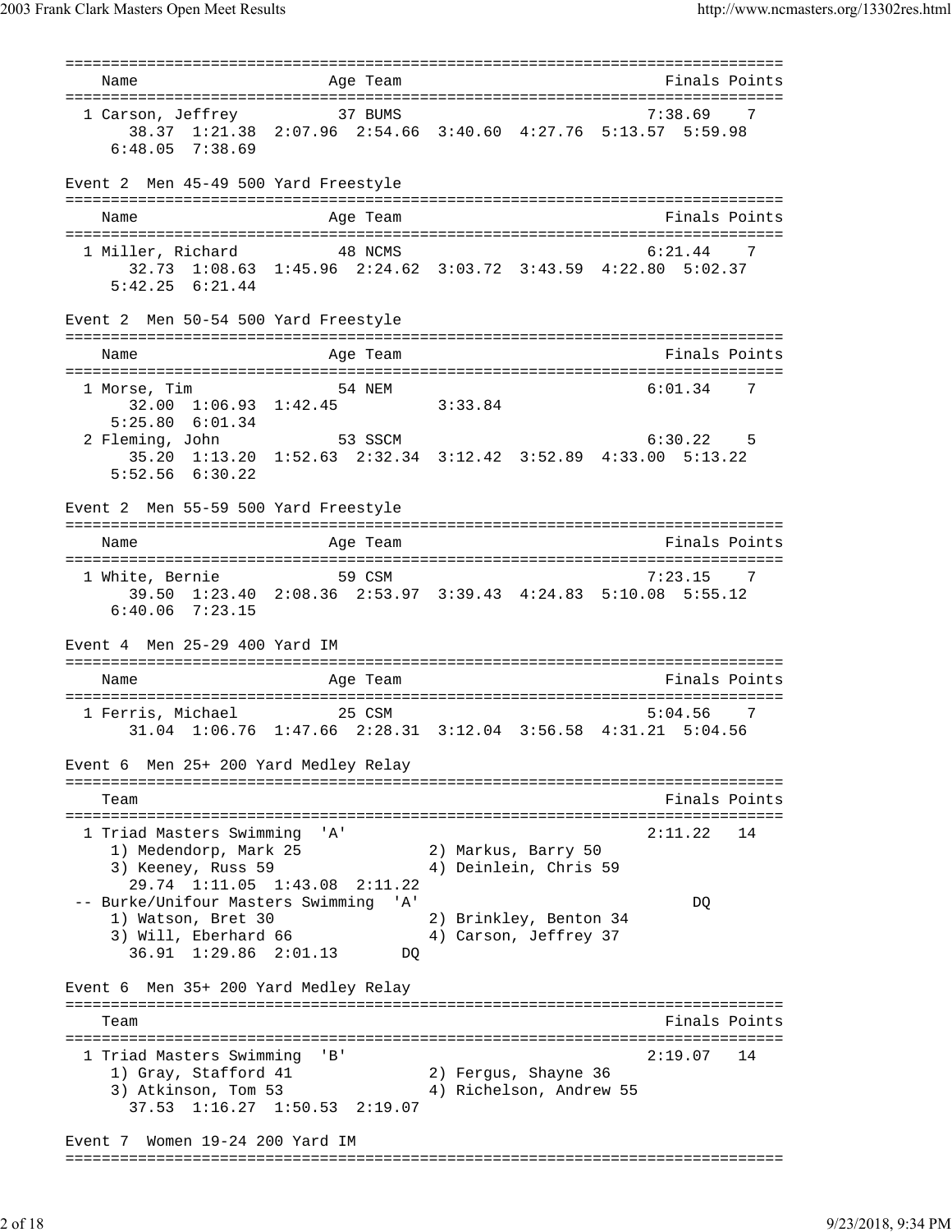| Name | Age | Team | Finals | Points |
|---|---|---|---|---|
| 1 Carson, Jeffrey | 37 | BUMS | 7:38.69 | 7 |

38.37  1:21.38  2:07.96  2:54.66  3:40.60  4:27.76  5:13.57  5:59.98  6:48.05  7:38.69

## Event 2  Men 45-49 500 Yard Freestyle

| Name | Age | Team | Finals | Points |
|---|---|---|---|---|
| 1 Miller, Richard | 48 | NCMS | 6:21.44 | 7 |

32.73  1:08.63  1:45.96  2:24.62  3:03.72  3:43.59  4:22.80  5:02.37  5:42.25  6:21.44

## Event 2  Men 50-54 500 Yard Freestyle

| Name | Age | Team | Finals | Points |
|---|---|---|---|---|
| 1 Morse, Tim | 54 | NEM | 6:01.34 | 7 |
| 2 Fleming, John | 53 | SSCM | 6:30.22 | 5 |

Morse, Tim splits: 32.00  1:06.93  1:42.45  3:33.84  5:25.80  6:01.34

Fleming, John splits: 35.20  1:13.20  1:52.63  2:32.34  3:12.42  3:52.89  4:33.00  5:13.22  5:52.56  6:30.22

## Event 2  Men 55-59 500 Yard Freestyle

| Name | Age | Team | Finals | Points |
|---|---|---|---|---|
| 1 White, Bernie | 59 | CSM | 7:23.15 | 7 |

39.50  1:23.40  2:08.36  2:53.97  3:39.43  4:24.83  5:10.08  5:55.12  6:40.06  7:23.15

## Event 4  Men 25-29 400 Yard IM

| Name | Age | Team | Finals | Points |
|---|---|---|---|---|
| 1 Ferris, Michael | 25 | CSM | 5:04.56 | 7 |

31.04  1:06.76  1:47.66  2:28.31  3:12.04  3:56.58  4:31.21  5:04.56

## Event 6  Men 25+ 200 Yard Medley Relay

| Team | Finals | Points |
|---|---|---|
| 1 Triad Masters Swimming 'A' | 2:11.22 | 14 |
| -- Burke/Unifour Masters Swimming 'A' | DQ | |

Triad Masters Swimming 'A':
1) Medendorp, Mark 25  2) Markus, Barry 50
3) Keeney, Russ 59  4) Deinlein, Chris 59
29.74  1:11.05  1:43.08  2:11.22

Burke/Unifour Masters Swimming 'A':
1) Watson, Bret 30  2) Brinkley, Benton 34
3) Will, Eberhard 66  4) Carson, Jeffrey 37
36.91  1:29.86  2:01.13  DQ

## Event 6  Men 35+ 200 Yard Medley Relay

| Team | Finals | Points |
|---|---|---|
| 1 Triad Masters Swimming 'B' | 2:19.07 | 14 |

1) Gray, Stafford 41  2) Fergus, Shayne 36
3) Atkinson, Tom 53  4) Richelson, Andrew 55
37.53  1:16.27  1:50.53  2:19.07

## Event 7  Women 19-24 200 Yard IM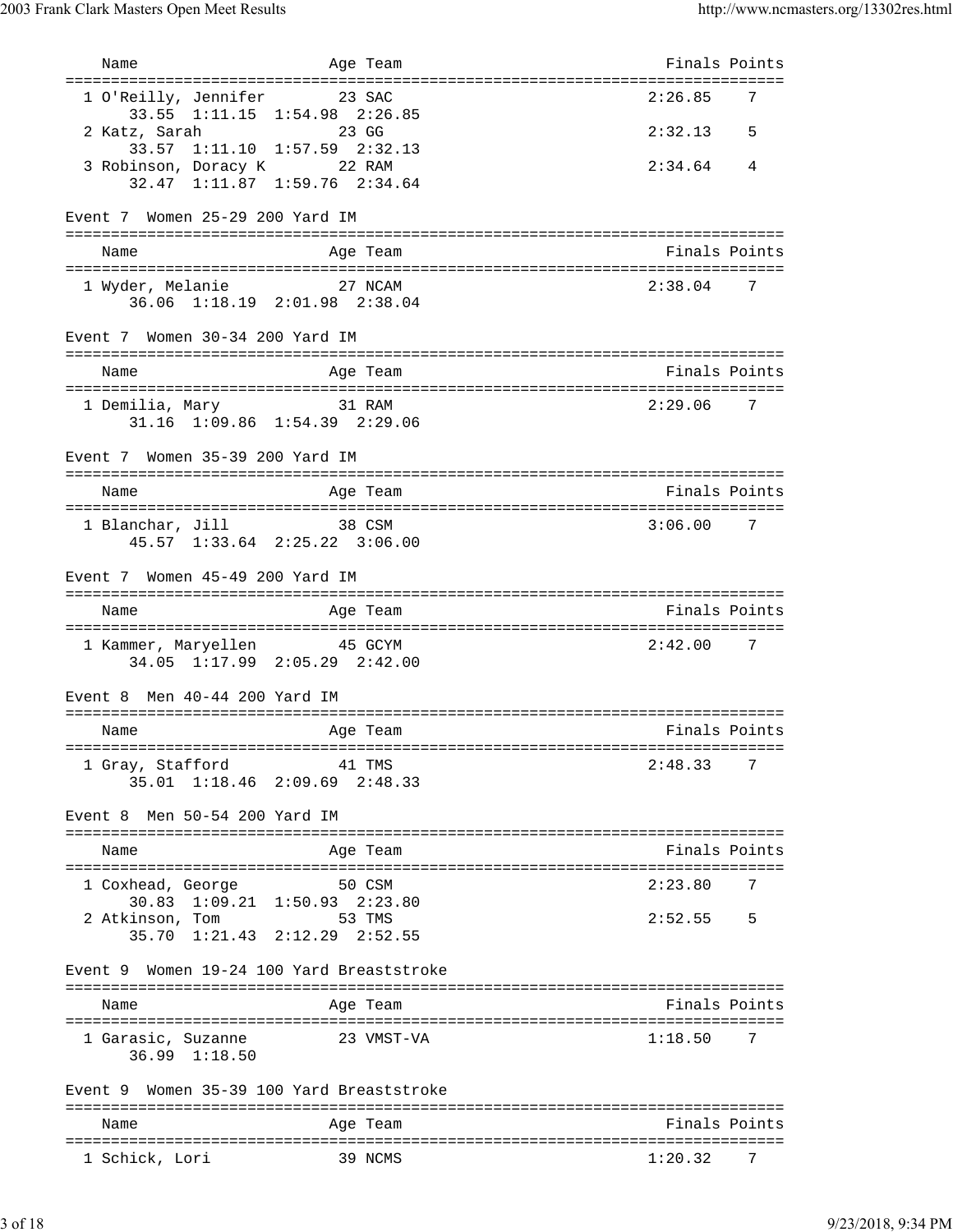| Name | Age | Team | Finals | Points |
|---|---|---|---|---|
| 1 O'Reilly, Jennifer | 23 | SAC | 2:26.85 | 7 |
| 33.55 1:11.15 1:54.98 2:26.85 | | | | |
| 2 Katz, Sarah | 23 | GG | 2:32.13 | 5 |
| 33.57 1:11.10 1:57.59 2:32.13 | | | | |
| 3 Robinson, Doracy K | 22 | RAM | 2:34.64 | 4 |
| 32.47 1:11.87 1:59.76 2:34.64 | | | | |

Event 7 Women 25-29 200 Yard IM

| Name | Age | Team | Finals | Points |
|---|---|---|---|---|
| 1 Wyder, Melanie | 27 | NCAM | 2:38.04 | 7 |
| 36.06 1:18.19 2:01.98 2:38.04 | | | | |

Event 7 Women 30-34 200 Yard IM

| Name | Age | Team | Finals | Points |
|---|---|---|---|---|
| 1 Demilia, Mary | 31 | RAM | 2:29.06 | 7 |
| 31.16 1:09.86 1:54.39 2:29.06 | | | | |

Event 7 Women 35-39 200 Yard IM

| Name | Age | Team | Finals | Points |
|---|---|---|---|---|
| 1 Blanchar, Jill | 38 | CSM | 3:06.00 | 7 |
| 45.57 1:33.64 2:25.22 3:06.00 | | | | |

Event 7 Women 45-49 200 Yard IM

| Name | Age | Team | Finals | Points |
|---|---|---|---|---|
| 1 Kammer, Maryellen | 45 | GCYM | 2:42.00 | 7 |
| 34.05 1:17.99 2:05.29 2:42.00 | | | | |

Event 8 Men 40-44 200 Yard IM

| Name | Age | Team | Finals | Points |
|---|---|---|---|---|
| 1 Gray, Stafford | 41 | TMS | 2:48.33 | 7 |
| 35.01 1:18.46 2:09.69 2:48.33 | | | | |

Event 8 Men 50-54 200 Yard IM

| Name | Age | Team | Finals | Points |
|---|---|---|---|---|
| 1 Coxhead, George | 50 | CSM | 2:23.80 | 7 |
| 30.83 1:09.21 1:50.93 2:23.80 | | | | |
| 2 Atkinson, Tom | 53 | TMS | 2:52.55 | 5 |
| 35.70 1:21.43 2:12.29 2:52.55 | | | | |

Event 9 Women 19-24 100 Yard Breaststroke

| Name | Age | Team | Finals | Points |
|---|---|---|---|---|
| 1 Garasic, Suzanne | 23 | VMST-VA | 1:18.50 | 7 |
| 36.99 1:18.50 | | | | |

Event 9 Women 35-39 100 Yard Breaststroke

| Name | Age | Team | Finals | Points |
|---|---|---|---|---|
| 1 Schick, Lori | 39 | NCMS | 1:20.32 | 7 |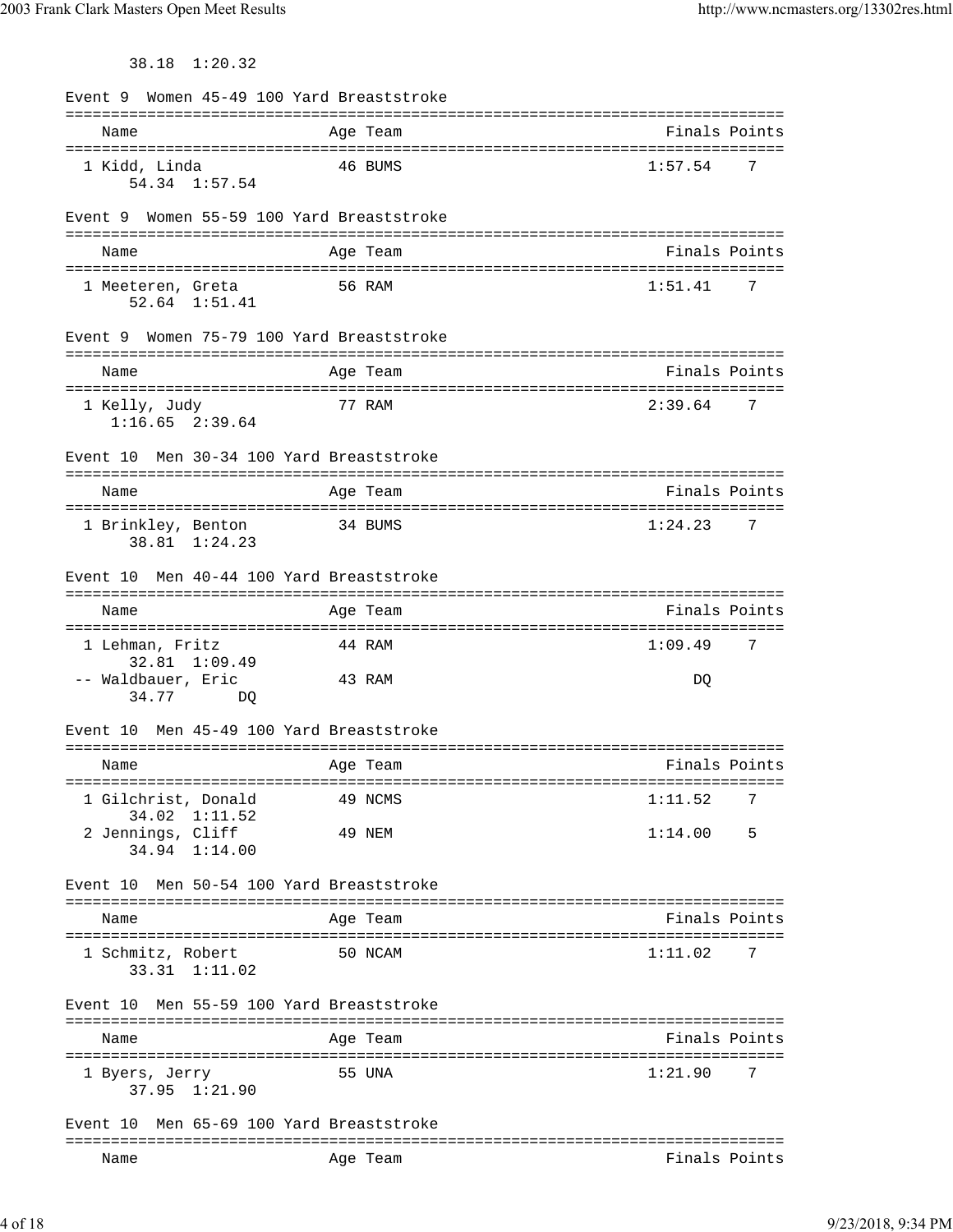38.18 1:20.32

Event 9 Women 45-49 100 Yard Breaststroke

| Name | Age | Team | Finals | Points |
|---|---|---|---|---|
| 1 Kidd, Linda | 46 | BUMS | 1:57.54 | 7 |
| 54.34 1:57.54 | | | | |

Event 9 Women 55-59 100 Yard Breaststroke

| Name | Age | Team | Finals | Points |
|---|---|---|---|---|
| 1 Meeteren, Greta | 56 | RAM | 1:51.41 | 7 |
| 52.64 1:51.41 | | | | |

Event 9 Women 75-79 100 Yard Breaststroke

| Name | Age | Team | Finals | Points |
|---|---|---|---|---|
| 1 Kelly, Judy | 77 | RAM | 2:39.64 | 7 |
| 1:16.65 2:39.64 | | | | |

Event 10 Men 30-34 100 Yard Breaststroke

| Name | Age | Team | Finals | Points |
|---|---|---|---|---|
| 1 Brinkley, Benton | 34 | BUMS | 1:24.23 | 7 |
| 38.81 1:24.23 | | | | |

Event 10 Men 40-44 100 Yard Breaststroke

| Name | Age | Team | Finals | Points |
|---|---|---|---|---|
| 1 Lehman, Fritz | 44 | RAM | 1:09.49 | 7 |
| 32.81 1:09.49 | | | | |
| -- Waldbauer, Eric | 43 | RAM | DQ | |
| 34.77 DQ | | | | |

Event 10 Men 45-49 100 Yard Breaststroke

| Name | Age | Team | Finals | Points |
|---|---|---|---|---|
| 1 Gilchrist, Donald | 49 | NCMS | 1:11.52 | 7 |
| 34.02 1:11.52 | | | | |
| 2 Jennings, Cliff | 49 | NEM | 1:14.00 | 5 |
| 34.94 1:14.00 | | | | |

Event 10 Men 50-54 100 Yard Breaststroke

| Name | Age | Team | Finals | Points |
|---|---|---|---|---|
| 1 Schmitz, Robert | 50 | NCAM | 1:11.02 | 7 |
| 33.31 1:11.02 | | | | |

Event 10 Men 55-59 100 Yard Breaststroke

| Name | Age | Team | Finals | Points |
|---|---|---|---|---|
| 1 Byers, Jerry | 55 | UNA | 1:21.90 | 7 |
| 37.95 1:21.90 | | | | |

Event 10 Men 65-69 100 Yard Breaststroke

| Name | Age | Team | Finals | Points |
|---|---|---|---|---|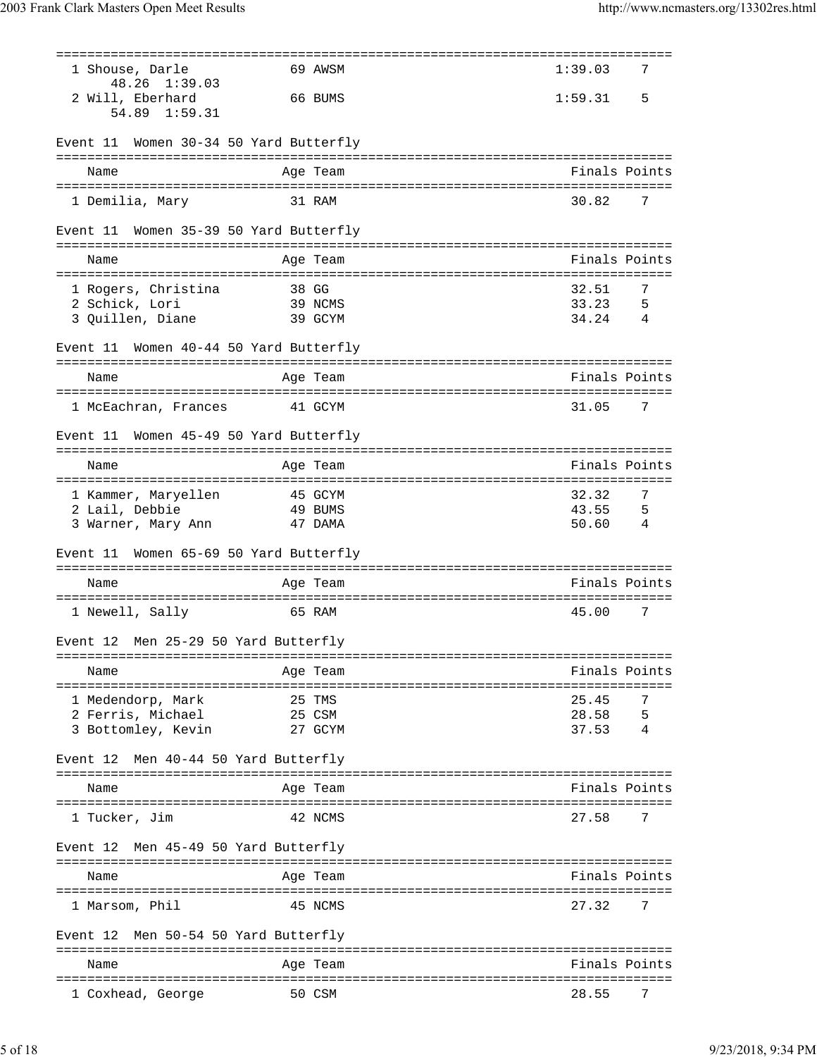| Name | Age | Team | Finals | Points |
|---|---|---|---|---|
| 1 Shouse, Darle | 69 | AWSM | 1:39.03 | 7 |
| 48.26 1:39.03 | | | | |
| 2 Will, Eberhard | 66 | BUMS | 1:59.31 | 5 |
| 54.89 1:59.31 | | | | |

### Event 11 Women 30-34 50 Yard Butterfly

| Name | Age | Team | Finals | Points |
|---|---|---|---|---|
| 1 Demilia, Mary | 31 | RAM | 30.82 | 7 |

### Event 11 Women 35-39 50 Yard Butterfly

| Name | Age | Team | Finals | Points |
|---|---|---|---|---|
| 1 Rogers, Christina | 38 | GG | 32.51 | 7 |
| 2 Schick, Lori | 39 | NCMS | 33.23 | 5 |
| 3 Quillen, Diane | 39 | GCYM | 34.24 | 4 |

### Event 11 Women 40-44 50 Yard Butterfly

| Name | Age | Team | Finals | Points |
|---|---|---|---|---|
| 1 McEachran, Frances | 41 | GCYM | 31.05 | 7 |

### Event 11 Women 45-49 50 Yard Butterfly

| Name | Age | Team | Finals | Points |
|---|---|---|---|---|
| 1 Kammer, Maryellen | 45 | GCYM | 32.32 | 7 |
| 2 Lail, Debbie | 49 | BUMS | 43.55 | 5 |
| 3 Warner, Mary Ann | 47 | DAMA | 50.60 | 4 |

### Event 11 Women 65-69 50 Yard Butterfly

| Name | Age | Team | Finals | Points |
|---|---|---|---|---|
| 1 Newell, Sally | 65 | RAM | 45.00 | 7 |

### Event 12 Men 25-29 50 Yard Butterfly

| Name | Age | Team | Finals | Points |
|---|---|---|---|---|
| 1 Medendorp, Mark | 25 | TMS | 25.45 | 7 |
| 2 Ferris, Michael | 25 | CSM | 28.58 | 5 |
| 3 Bottomley, Kevin | 27 | GCYM | 37.53 | 4 |

### Event 12 Men 40-44 50 Yard Butterfly

| Name | Age | Team | Finals | Points |
|---|---|---|---|---|
| 1 Tucker, Jim | 42 | NCMS | 27.58 | 7 |

### Event 12 Men 45-49 50 Yard Butterfly

| Name | Age | Team | Finals | Points |
|---|---|---|---|---|
| 1 Marsom, Phil | 45 | NCMS | 27.32 | 7 |

### Event 12 Men 50-54 50 Yard Butterfly

| Name | Age | Team | Finals | Points |
|---|---|---|---|---|
| 1 Coxhead, George | 50 | CSM | 28.55 | 7 |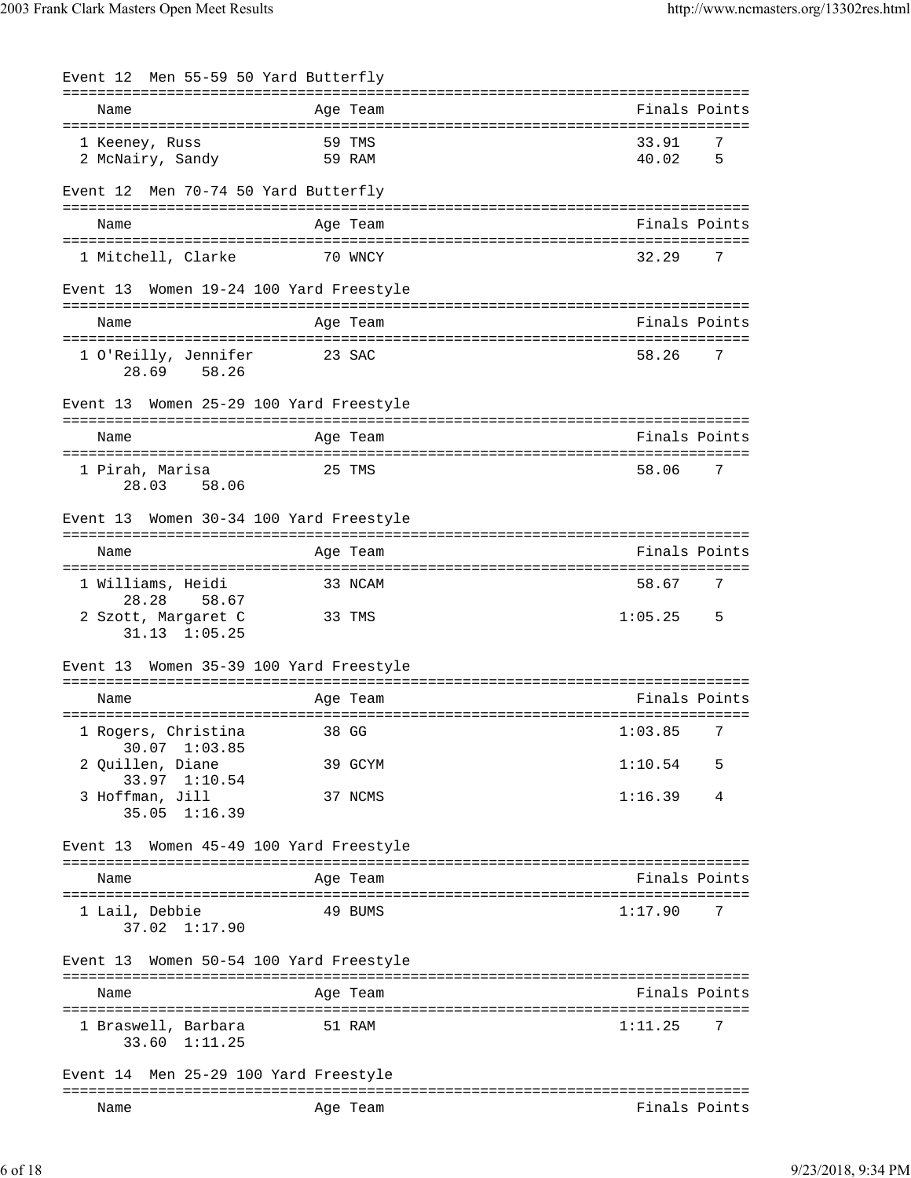Event 12  Men 55-59 50 Yard Butterfly

| Name | Age | Team | Finals | Points |
|---|---|---|---|---|
| 1 Keeney, Russ | 59 | TMS | 33.91 | 7 |
| 2 McNairy, Sandy | 59 | RAM | 40.02 | 5 |

Event 12  Men 70-74 50 Yard Butterfly

| Name | Age | Team | Finals | Points |
|---|---|---|---|---|
| 1 Mitchell, Clarke | 70 | WNCY | 32.29 | 7 |

Event 13  Women 19-24 100 Yard Freestyle

| Name | Age | Team | Finals | Points |
|---|---|---|---|---|
| 1 O'Reilly, Jennifer | 23 | SAC | 58.26 | 7 |
| 28.69    58.26 | | | | |

Event 13  Women 25-29 100 Yard Freestyle

| Name | Age | Team | Finals | Points |
|---|---|---|---|---|
| 1 Pirah, Marisa | 25 | TMS | 58.06 | 7 |
| 28.03    58.06 | | | | |

Event 13  Women 30-34 100 Yard Freestyle

| Name | Age | Team | Finals | Points |
|---|---|---|---|---|
| 1 Williams, Heidi | 33 | NCAM | 58.67 | 7 |
| 28.28    58.67 | | | | |
| 2 Szott, Margaret C | 33 | TMS | 1:05.25 | 5 |
| 31.13  1:05.25 | | | | |

Event 13  Women 35-39 100 Yard Freestyle

| Name | Age | Team | Finals | Points |
|---|---|---|---|---|
| 1 Rogers, Christina | 38 | GG | 1:03.85 | 7 |
| 30.07  1:03.85 | | | | |
| 2 Quillen, Diane | 39 | GCYM | 1:10.54 | 5 |
| 33.97  1:10.54 | | | | |
| 3 Hoffman, Jill | 37 | NCMS | 1:16.39 | 4 |
| 35.05  1:16.39 | | | | |

Event 13  Women 45-49 100 Yard Freestyle

| Name | Age | Team | Finals | Points |
|---|---|---|---|---|
| 1 Lail, Debbie | 49 | BUMS | 1:17.90 | 7 |
| 37.02  1:17.90 | | | | |

Event 13  Women 50-54 100 Yard Freestyle

| Name | Age | Team | Finals | Points |
|---|---|---|---|---|
| 1 Braswell, Barbara | 51 | RAM | 1:11.25 | 7 |
| 33.60  1:11.25 | | | | |

Event 14  Men 25-29 100 Yard Freestyle

| Name | Age | Team | Finals | Points |
|---|---|---|---|---|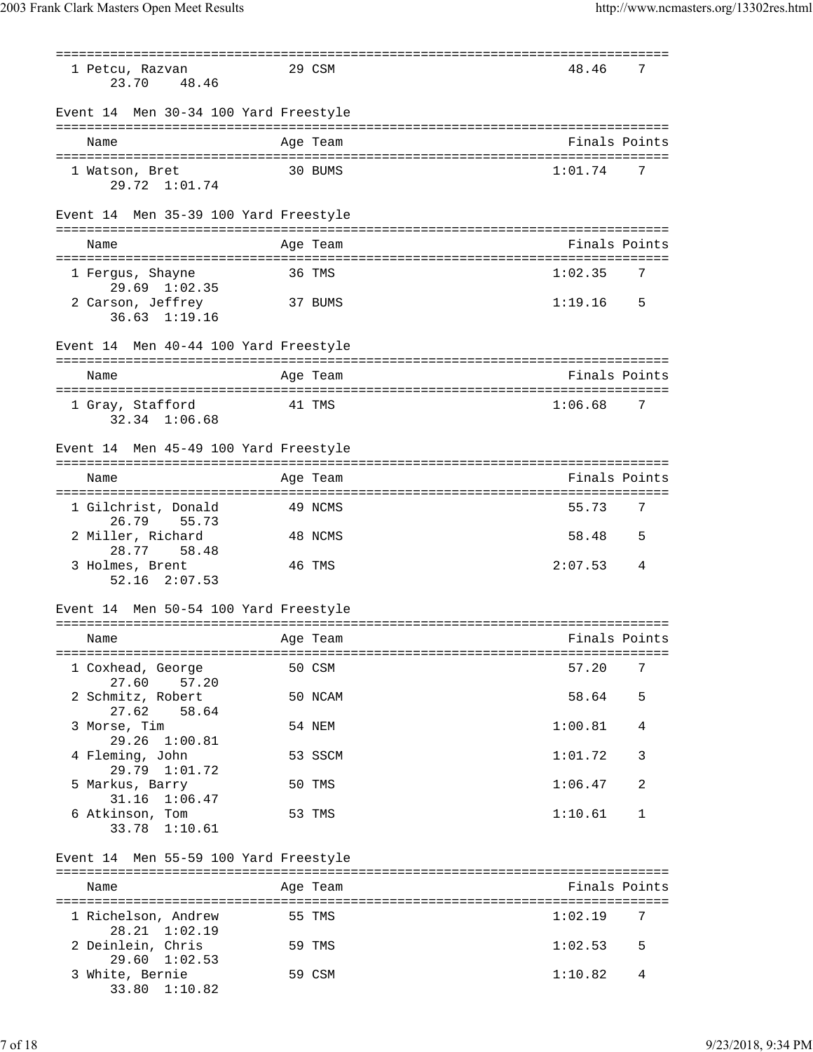| | | | | |
|---|---|---|---|---|
| 1 Petcu, Razvan | 29 | CSM | 48.46 | 7 |
| 23.70 48.46 | | | | |

Event 14 Men 30-34 100 Yard Freestyle

| Name | Age | Team | Finals | Points |
|---|---|---|---|---|
| 1 Watson, Bret | 30 | BUMS | 1:01.74 | 7 |
| 29.72 1:01.74 | | | | |

Event 14 Men 35-39 100 Yard Freestyle

| Name | Age | Team | Finals | Points |
|---|---|---|---|---|
| 1 Fergus, Shayne | 36 | TMS | 1:02.35 | 7 |
| 29.69 1:02.35 | | | | |
| 2 Carson, Jeffrey | 37 | BUMS | 1:19.16 | 5 |
| 36.63 1:19.16 | | | | |

Event 14 Men 40-44 100 Yard Freestyle

| Name | Age | Team | Finals | Points |
|---|---|---|---|---|
| 1 Gray, Stafford | 41 | TMS | 1:06.68 | 7 |
| 32.34 1:06.68 | | | | |

Event 14 Men 45-49 100 Yard Freestyle

| Name | Age | Team | Finals | Points |
|---|---|---|---|---|
| 1 Gilchrist, Donald | 49 | NCMS | 55.73 | 7 |
| 26.79 55.73 | | | | |
| 2 Miller, Richard | 48 | NCMS | 58.48 | 5 |
| 28.77 58.48 | | | | |
| 3 Holmes, Brent | 46 | TMS | 2:07.53 | 4 |
| 52.16 2:07.53 | | | | |

Event 14 Men 50-54 100 Yard Freestyle

| Name | Age | Team | Finals | Points |
|---|---|---|---|---|
| 1 Coxhead, George | 50 | CSM | 57.20 | 7 |
| 27.60 57.20 | | | | |
| 2 Schmitz, Robert | 50 | NCAM | 58.64 | 5 |
| 27.62 58.64 | | | | |
| 3 Morse, Tim | 54 | NEM | 1:00.81 | 4 |
| 29.26 1:00.81 | | | | |
| 4 Fleming, John | 53 | SSCM | 1:01.72 | 3 |
| 29.79 1:01.72 | | | | |
| 5 Markus, Barry | 50 | TMS | 1:06.47 | 2 |
| 31.16 1:06.47 | | | | |
| 6 Atkinson, Tom | 53 | TMS | 1:10.61 | 1 |
| 33.78 1:10.61 | | | | |

Event 14 Men 55-59 100 Yard Freestyle

| Name | Age | Team | Finals | Points |
|---|---|---|---|---|
| 1 Richelson, Andrew | 55 | TMS | 1:02.19 | 7 |
| 28.21 1:02.19 | | | | |
| 2 Deinlein, Chris | 59 | TMS | 1:02.53 | 5 |
| 29.60 1:02.53 | | | | |
| 3 White, Bernie | 59 | CSM | 1:10.82 | 4 |
| 33.80 1:10.82 | | | | |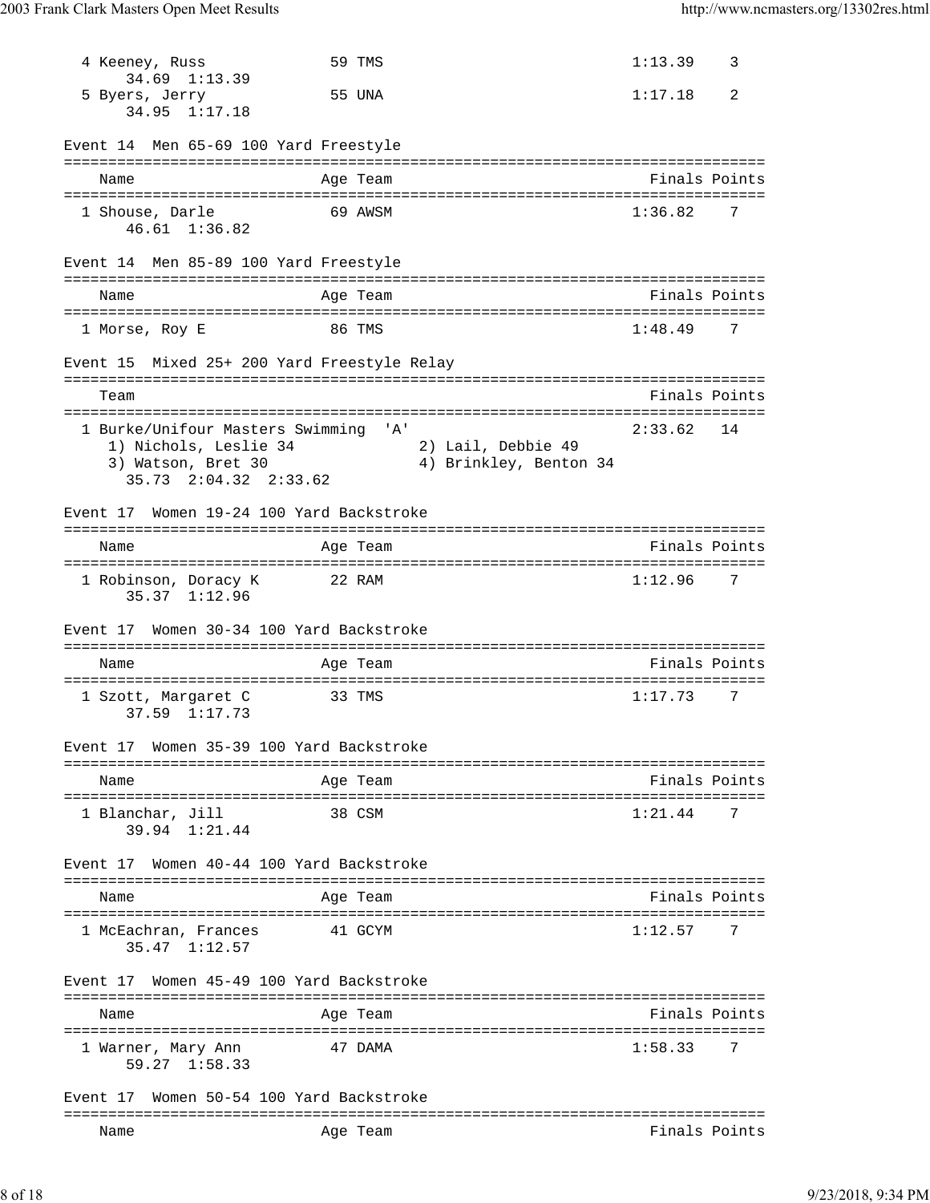| Name | Age | Team | Finals | Points |
|---|---|---|---|---|
| 4 Keeney, Russ | 59 | TMS | 1:13.39 | 3 |
| 34.69 1:13.39 | | | | |
| 5 Byers, Jerry | 55 | UNA | 1:17.18 | 2 |
| 34.95 1:17.18 | | | | |

Event 14 Men 65-69 100 Yard Freestyle

| Name | Age | Team | Finals | Points |
|---|---|---|---|---|
| 1 Shouse, Darle | 69 | AWSM | 1:36.82 | 7 |
| 46.61 1:36.82 | | | | |

Event 14 Men 85-89 100 Yard Freestyle

| Name | Age | Team | Finals | Points |
|---|---|---|---|---|
| 1 Morse, Roy E | 86 | TMS | 1:48.49 | 7 |

Event 15 Mixed 25+ 200 Yard Freestyle Relay

| Team | Finals | Points |
|---|---|---|
| 1 Burke/Unifour Masters Swimming 'A' | 2:33.62 | 14 |
| 1) Nichols, Leslie 34 2) Lail, Debbie 49 | | |
| 3) Watson, Bret 30 4) Brinkley, Benton 34 | | |
| 35.73 2:04.32 2:33.62 | | |

Event 17 Women 19-24 100 Yard Backstroke

| Name | Age | Team | Finals | Points |
|---|---|---|---|---|
| 1 Robinson, Doracy K | 22 | RAM | 1:12.96 | 7 |
| 35.37 1:12.96 | | | | |

Event 17 Women 30-34 100 Yard Backstroke

| Name | Age | Team | Finals | Points |
|---|---|---|---|---|
| 1 Szott, Margaret C | 33 | TMS | 1:17.73 | 7 |
| 37.59 1:17.73 | | | | |

Event 17 Women 35-39 100 Yard Backstroke

| Name | Age | Team | Finals | Points |
|---|---|---|---|---|
| 1 Blanchar, Jill | 38 | CSM | 1:21.44 | 7 |
| 39.94 1:21.44 | | | | |

Event 17 Women 40-44 100 Yard Backstroke

| Name | Age | Team | Finals | Points |
|---|---|---|---|---|
| 1 McEachran, Frances | 41 | GCYM | 1:12.57 | 7 |
| 35.47 1:12.57 | | | | |

Event 17 Women 45-49 100 Yard Backstroke

| Name | Age | Team | Finals | Points |
|---|---|---|---|---|
| 1 Warner, Mary Ann | 47 | DAMA | 1:58.33 | 7 |
| 59.27 1:58.33 | | | | |

Event 17 Women 50-54 100 Yard Backstroke

| Name | Age | Team | Finals | Points |
|---|---|---|---|---|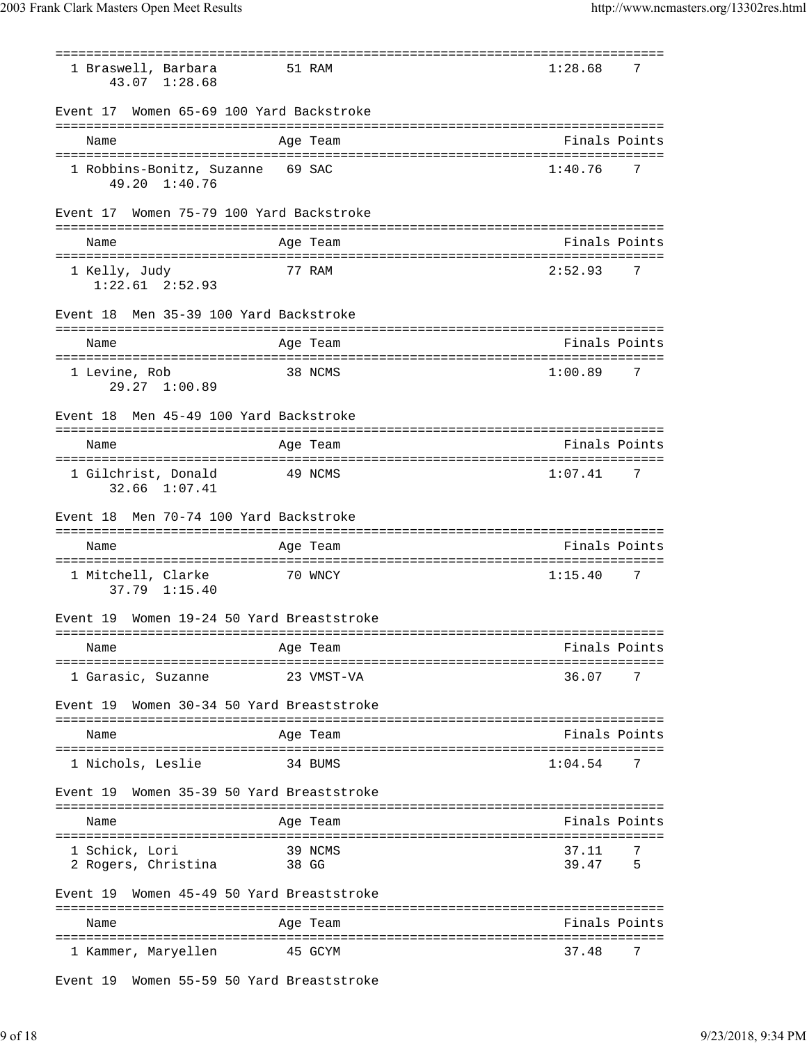| Name | Age | Team | Finals | Points |
|---|---|---|---|---|
| 1 Braswell, Barbara | 51 | RAM | 1:28.68 | 7 |
| 43.07 1:28.68 | | | | |

Event 17 Women 65-69 100 Yard Backstroke

| Name | Age | Team | Finals | Points |
|---|---|---|---|---|
| 1 Robbins-Bonitz, Suzanne | 69 | SAC | 1:40.76 | 7 |
| 49.20 1:40.76 | | | | |

Event 17 Women 75-79 100 Yard Backstroke

| Name | Age | Team | Finals | Points |
|---|---|---|---|---|
| 1 Kelly, Judy | 77 | RAM | 2:52.93 | 7 |
| 1:22.61 2:52.93 | | | | |

Event 18 Men 35-39 100 Yard Backstroke

| Name | Age | Team | Finals | Points |
|---|---|---|---|---|
| 1 Levine, Rob | 38 | NCMS | 1:00.89 | 7 |
| 29.27 1:00.89 | | | | |

Event 18 Men 45-49 100 Yard Backstroke

| Name | Age | Team | Finals | Points |
|---|---|---|---|---|
| 1 Gilchrist, Donald | 49 | NCMS | 1:07.41 | 7 |
| 32.66 1:07.41 | | | | |

Event 18 Men 70-74 100 Yard Backstroke

| Name | Age | Team | Finals | Points |
|---|---|---|---|---|
| 1 Mitchell, Clarke | 70 | WNCY | 1:15.40 | 7 |
| 37.79 1:15.40 | | | | |

Event 19 Women 19-24 50 Yard Breaststroke

| Name | Age | Team | Finals | Points |
|---|---|---|---|---|
| 1 Garasic, Suzanne | 23 | VMST-VA | 36.07 | 7 |

Event 19 Women 30-34 50 Yard Breaststroke

| Name | Age | Team | Finals | Points |
|---|---|---|---|---|
| 1 Nichols, Leslie | 34 | BUMS | 1:04.54 | 7 |

Event 19 Women 35-39 50 Yard Breaststroke

| Name | Age | Team | Finals | Points |
|---|---|---|---|---|
| 1 Schick, Lori | 39 | NCMS | 37.11 | 7 |
| 2 Rogers, Christina | 38 | GG | 39.47 | 5 |

Event 19 Women 45-49 50 Yard Breaststroke

| Name | Age | Team | Finals | Points |
|---|---|---|---|---|
| 1 Kammer, Maryellen | 45 | GCYM | 37.48 | 7 |

Event 19 Women 55-59 50 Yard Breaststroke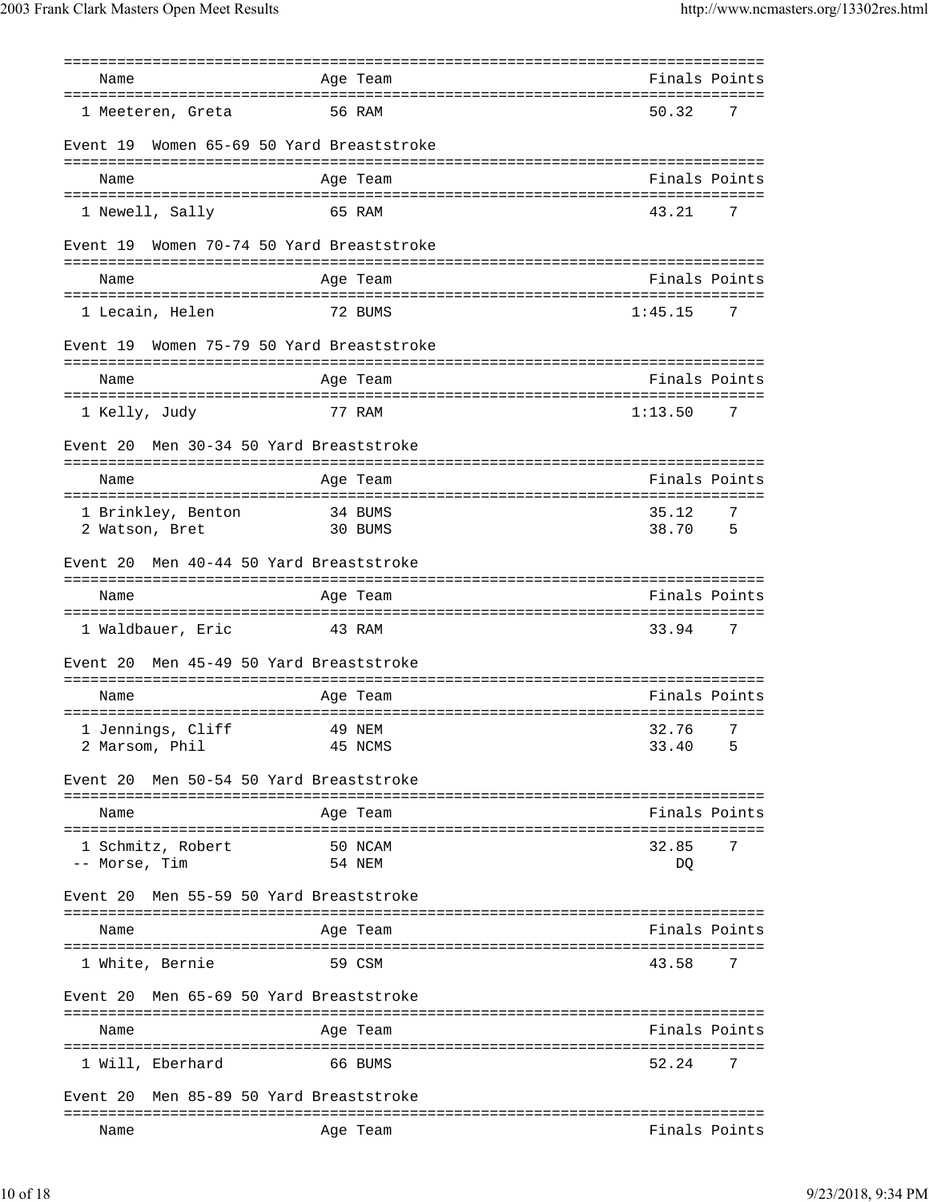| Name | Age | Team | Finals | Points |
|---|---|---|---|---|
| 1 Meeteren, Greta | 56 | RAM | 50.32 | 7 |

Event 19 Women 65-69 50 Yard Breaststroke

| Name | Age | Team | Finals | Points |
|---|---|---|---|---|
| 1 Newell, Sally | 65 | RAM | 43.21 | 7 |

Event 19 Women 70-74 50 Yard Breaststroke

| Name | Age | Team | Finals | Points |
|---|---|---|---|---|
| 1 Lecain, Helen | 72 | BUMS | 1:45.15 | 7 |

Event 19 Women 75-79 50 Yard Breaststroke

| Name | Age | Team | Finals | Points |
|---|---|---|---|---|
| 1 Kelly, Judy | 77 | RAM | 1:13.50 | 7 |

Event 20 Men 30-34 50 Yard Breaststroke

| Name | Age | Team | Finals | Points |
|---|---|---|---|---|
| 1 Brinkley, Benton | 34 | BUMS | 35.12 | 7 |
| 2 Watson, Bret | 30 | BUMS | 38.70 | 5 |

Event 20 Men 40-44 50 Yard Breaststroke

| Name | Age | Team | Finals | Points |
|---|---|---|---|---|
| 1 Waldbauer, Eric | 43 | RAM | 33.94 | 7 |

Event 20 Men 45-49 50 Yard Breaststroke

| Name | Age | Team | Finals | Points |
|---|---|---|---|---|
| 1 Jennings, Cliff | 49 | NEM | 32.76 | 7 |
| 2 Marsom, Phil | 45 | NCMS | 33.40 | 5 |

Event 20 Men 50-54 50 Yard Breaststroke

| Name | Age | Team | Finals | Points |
|---|---|---|---|---|
| 1 Schmitz, Robert | 50 | NCAM | 32.85 | 7 |
| -- Morse, Tim | 54 | NEM | DQ | |

Event 20 Men 55-59 50 Yard Breaststroke

| Name | Age | Team | Finals | Points |
|---|---|---|---|---|
| 1 White, Bernie | 59 | CSM | 43.58 | 7 |

Event 20 Men 65-69 50 Yard Breaststroke

| Name | Age | Team | Finals | Points |
|---|---|---|---|---|
| 1 Will, Eberhard | 66 | BUMS | 52.24 | 7 |

Event 20 Men 85-89 50 Yard Breaststroke

| Name | Age | Team | Finals | Points |
|---|---|---|---|---|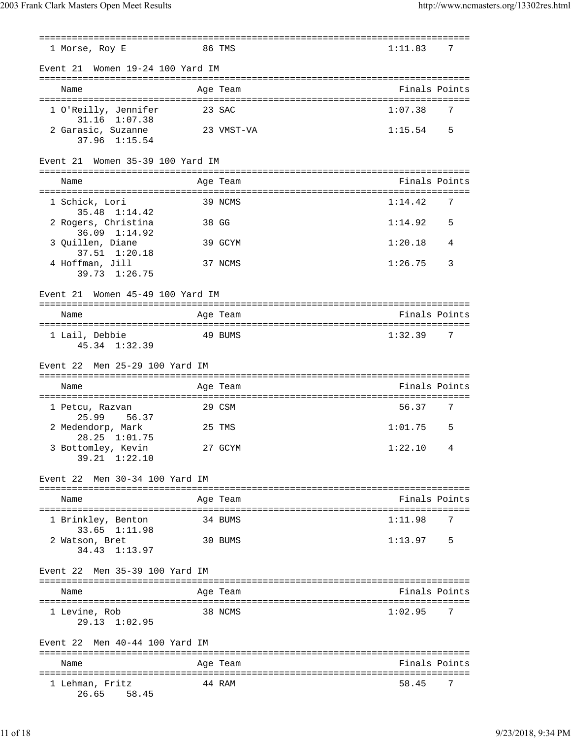| | | | | |
|---|---|---|---|---|
| 1 Morse, Roy E | 86 | TMS | 1:11.83 | 7 |

### Event 21  Women 19-24 100 Yard IM

| Name | Age | Team | Finals | Points |
|---|---|---|---|---|
| 1 O'Reilly, Jennifer | 23 | SAC | 1:07.38 | 7 |
| 31.16  1:07.38 | | | | |
| 2 Garasic, Suzanne | 23 | VMST-VA | 1:15.54 | 5 |
| 37.96  1:15.54 | | | | |

### Event 21  Women 35-39 100 Yard IM

| Name | Age | Team | Finals | Points |
|---|---|---|---|---|
| 1 Schick, Lori | 39 | NCMS | 1:14.42 | 7 |
| 35.48  1:14.42 | | | | |
| 2 Rogers, Christina | 38 | GG | 1:14.92 | 5 |
| 36.09  1:14.92 | | | | |
| 3 Quillen, Diane | 39 | GCYM | 1:20.18 | 4 |
| 37.51  1:20.18 | | | | |
| 4 Hoffman, Jill | 37 | NCMS | 1:26.75 | 3 |
| 39.73  1:26.75 | | | | |

### Event 21  Women 45-49 100 Yard IM

| Name | Age | Team | Finals | Points |
|---|---|---|---|---|
| 1 Lail, Debbie | 49 | BUMS | 1:32.39 | 7 |
| 45.34  1:32.39 | | | | |

### Event 22  Men 25-29 100 Yard IM

| Name | Age | Team | Finals | Points |
|---|---|---|---|---|
| 1 Petcu, Razvan | 29 | CSM | 56.37 | 7 |
| 25.99  56.37 | | | | |
| 2 Medendorp, Mark | 25 | TMS | 1:01.75 | 5 |
| 28.25  1:01.75 | | | | |
| 3 Bottomley, Kevin | 27 | GCYM | 1:22.10 | 4 |
| 39.21  1:22.10 | | | | |

### Event 22  Men 30-34 100 Yard IM

| Name | Age | Team | Finals | Points |
|---|---|---|---|---|
| 1 Brinkley, Benton | 34 | BUMS | 1:11.98 | 7 |
| 33.65  1:11.98 | | | | |
| 2 Watson, Bret | 30 | BUMS | 1:13.97 | 5 |
| 34.43  1:13.97 | | | | |

### Event 22  Men 35-39 100 Yard IM

| Name | Age | Team | Finals | Points |
|---|---|---|---|---|
| 1 Levine, Rob | 38 | NCMS | 1:02.95 | 7 |
| 29.13  1:02.95 | | | | |

### Event 22  Men 40-44 100 Yard IM

| Name | Age | Team | Finals | Points |
|---|---|---|---|---|
| 1 Lehman, Fritz | 44 | RAM | 58.45 | 7 |
| 26.65  58.45 | | | | |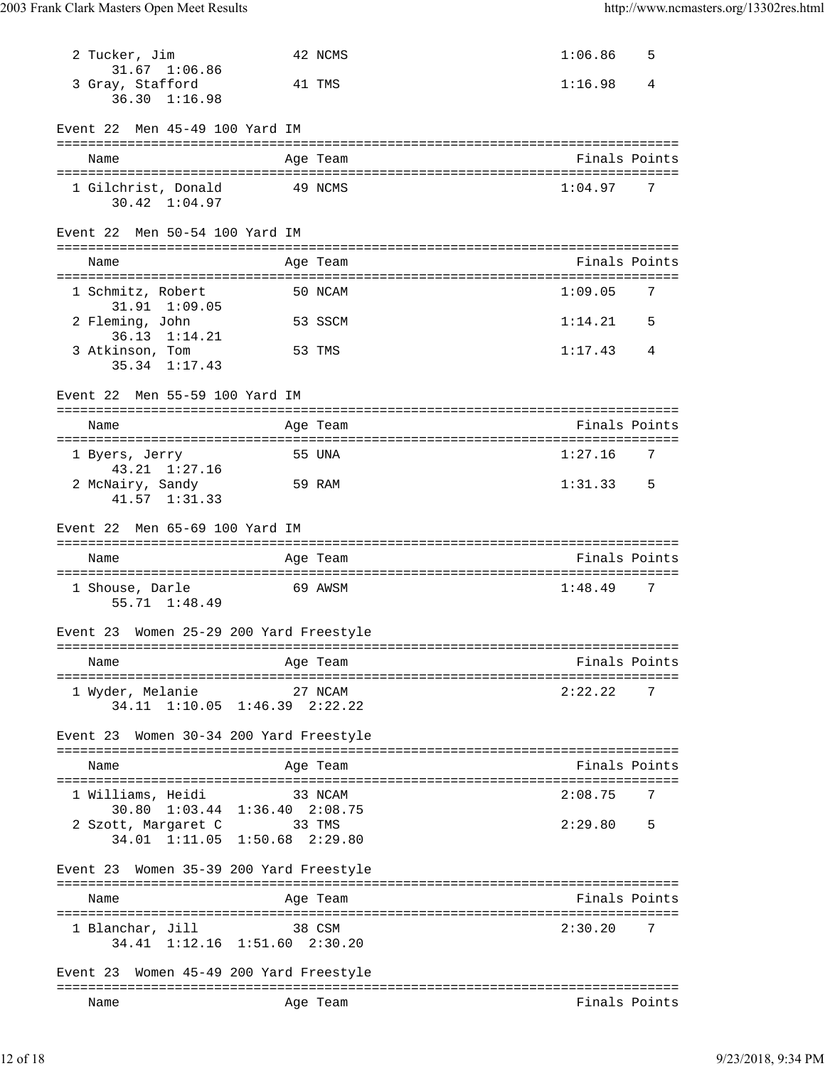| Name | Age | Team | Finals | Points |
|---|---|---|---|---|
| 2 Tucker, Jim | 42 | NCMS | 1:06.86 | 5 |
| 31.67 1:06.86 | | | | |
| 3 Gray, Stafford | 41 | TMS | 1:16.98 | 4 |
| 36.30 1:16.98 | | | | |

Event 22 Men 45-49 100 Yard IM

| Name | Age | Team | Finals | Points |
|---|---|---|---|---|
| 1 Gilchrist, Donald | 49 | NCMS | 1:04.97 | 7 |
| 30.42 1:04.97 | | | | |

Event 22 Men 50-54 100 Yard IM

| Name | Age | Team | Finals | Points |
|---|---|---|---|---|
| 1 Schmitz, Robert | 50 | NCAM | 1:09.05 | 7 |
| 31.91 1:09.05 | | | | |
| 2 Fleming, John | 53 | SSCM | 1:14.21 | 5 |
| 36.13 1:14.21 | | | | |
| 3 Atkinson, Tom | 53 | TMS | 1:17.43 | 4 |
| 35.34 1:17.43 | | | | |

Event 22 Men 55-59 100 Yard IM

| Name | Age | Team | Finals | Points |
|---|---|---|---|---|
| 1 Byers, Jerry | 55 | UNA | 1:27.16 | 7 |
| 43.21 1:27.16 | | | | |
| 2 McNairy, Sandy | 59 | RAM | 1:31.33 | 5 |
| 41.57 1:31.33 | | | | |

Event 22 Men 65-69 100 Yard IM

| Name | Age | Team | Finals | Points |
|---|---|---|---|---|
| 1 Shouse, Darle | 69 | AWSM | 1:48.49 | 7 |
| 55.71 1:48.49 | | | | |

Event 23 Women 25-29 200 Yard Freestyle

| Name | Age | Team | Finals | Points |
|---|---|---|---|---|
| 1 Wyder, Melanie | 27 | NCAM | 2:22.22 | 7 |
| 34.11 1:10.05 1:46.39 2:22.22 | | | | |

Event 23 Women 30-34 200 Yard Freestyle

| Name | Age | Team | Finals | Points |
|---|---|---|---|---|
| 1 Williams, Heidi | 33 | NCAM | 2:08.75 | 7 |
| 30.80 1:03.44 1:36.40 2:08.75 | | | | |
| 2 Szott, Margaret C | 33 | TMS | 2:29.80 | 5 |
| 34.01 1:11.05 1:50.68 2:29.80 | | | | |

Event 23 Women 35-39 200 Yard Freestyle

| Name | Age | Team | Finals | Points |
|---|---|---|---|---|
| 1 Blanchar, Jill | 38 | CSM | 2:30.20 | 7 |
| 34.41 1:12.16 1:51.60 2:30.20 | | | | |

Event 23 Women 45-49 200 Yard Freestyle

| Name | Age | Team | Finals | Points |
|---|---|---|---|---|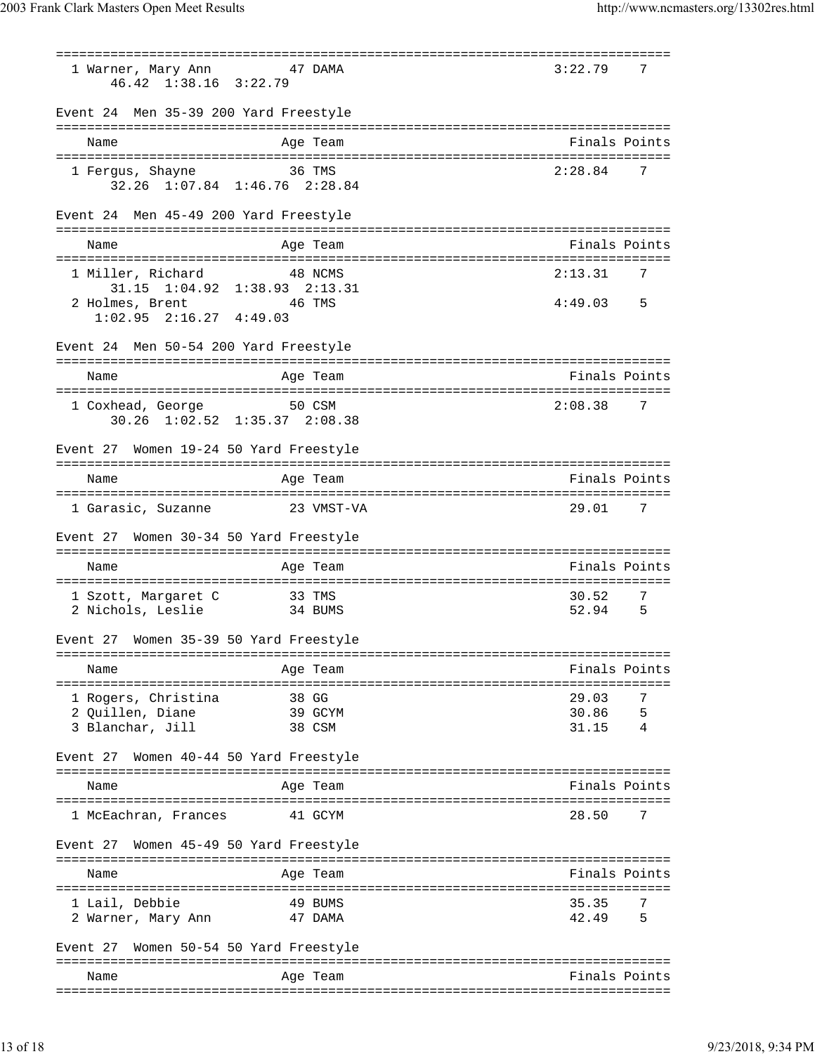| Name | Age | Team | Finals | Points |
|---|---|---|---|---|
| 1 Warner, Mary Ann | 47 | DAMA | 3:22.79 | 7 |
| 46.42 1:38.16 3:22.79 | | | | |

### Event 24 Men 35-39 200 Yard Freestyle

| Name | Age | Team | Finals | Points |
|---|---|---|---|---|
| 1 Fergus, Shayne | 36 | TMS | 2:28.84 | 7 |
| 32.26 1:07.84 1:46.76 2:28.84 | | | | |

### Event 24 Men 45-49 200 Yard Freestyle

| Name | Age | Team | Finals | Points |
|---|---|---|---|---|
| 1 Miller, Richard | 48 | NCMS | 2:13.31 | 7 |
| 31.15 1:04.92 1:38.93 2:13.31 | | | | |
| 2 Holmes, Brent | 46 | TMS | 4:49.03 | 5 |
| 1:02.95 2:16.27 4:49.03 | | | | |

### Event 24 Men 50-54 200 Yard Freestyle

| Name | Age | Team | Finals | Points |
|---|---|---|---|---|
| 1 Coxhead, George | 50 | CSM | 2:08.38 | 7 |
| 30.26 1:02.52 1:35.37 2:08.38 | | | | |

### Event 27 Women 19-24 50 Yard Freestyle

| Name | Age | Team | Finals | Points |
|---|---|---|---|---|
| 1 Garasic, Suzanne | 23 | VMST-VA | 29.01 | 7 |

### Event 27 Women 30-34 50 Yard Freestyle

| Name | Age | Team | Finals | Points |
|---|---|---|---|---|
| 1 Szott, Margaret C | 33 | TMS | 30.52 | 7 |
| 2 Nichols, Leslie | 34 | BUMS | 52.94 | 5 |

### Event 27 Women 35-39 50 Yard Freestyle

| Name | Age | Team | Finals | Points |
|---|---|---|---|---|
| 1 Rogers, Christina | 38 | GG | 29.03 | 7 |
| 2 Quillen, Diane | 39 | GCYM | 30.86 | 5 |
| 3 Blanchar, Jill | 38 | CSM | 31.15 | 4 |

### Event 27 Women 40-44 50 Yard Freestyle

| Name | Age | Team | Finals | Points |
|---|---|---|---|---|
| 1 McEachran, Frances | 41 | GCYM | 28.50 | 7 |

### Event 27 Women 45-49 50 Yard Freestyle

| Name | Age | Team | Finals | Points |
|---|---|---|---|---|
| 1 Lail, Debbie | 49 | BUMS | 35.35 | 7 |
| 2 Warner, Mary Ann | 47 | DAMA | 42.49 | 5 |

### Event 27 Women 50-54 50 Yard Freestyle

| Name | Age | Team | Finals | Points |
|---|---|---|---|---|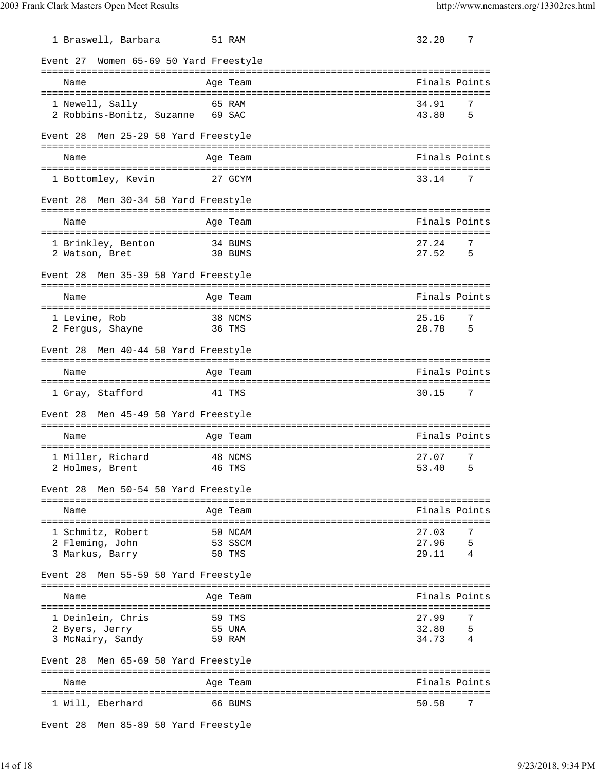| | | | | |
|---|---|---|---|---|
| 1 | Braswell, Barbara | 51 RAM | 32.20 | 7 |

Event 27 Women 65-69 50 Yard Freestyle

| | Name | Age Team | Finals | Points |
|---|---|---|---|---|
| 1 | Newell, Sally | 65 RAM | 34.91 | 7 |
| 2 | Robbins-Bonitz, Suzanne | 69 SAC | 43.80 | 5 |

Event 28 Men 25-29 50 Yard Freestyle

| | Name | Age Team | Finals | Points |
|---|---|---|---|---|
| 1 | Bottomley, Kevin | 27 GCYM | 33.14 | 7 |

Event 28 Men 30-34 50 Yard Freestyle

| | Name | Age Team | Finals | Points |
|---|---|---|---|---|
| 1 | Brinkley, Benton | 34 BUMS | 27.24 | 7 |
| 2 | Watson, Bret | 30 BUMS | 27.52 | 5 |

Event 28 Men 35-39 50 Yard Freestyle

| | Name | Age Team | Finals | Points |
|---|---|---|---|---|
| 1 | Levine, Rob | 38 NCMS | 25.16 | 7 |
| 2 | Fergus, Shayne | 36 TMS | 28.78 | 5 |

Event 28 Men 40-44 50 Yard Freestyle

| | Name | Age Team | Finals | Points |
|---|---|---|---|---|
| 1 | Gray, Stafford | 41 TMS | 30.15 | 7 |

Event 28 Men 45-49 50 Yard Freestyle

| | Name | Age Team | Finals | Points |
|---|---|---|---|---|
| 1 | Miller, Richard | 48 NCMS | 27.07 | 7 |
| 2 | Holmes, Brent | 46 TMS | 53.40 | 5 |

Event 28 Men 50-54 50 Yard Freestyle

| | Name | Age Team | Finals | Points |
|---|---|---|---|---|
| 1 | Schmitz, Robert | 50 NCAM | 27.03 | 7 |
| 2 | Fleming, John | 53 SSCM | 27.96 | 5 |
| 3 | Markus, Barry | 50 TMS | 29.11 | 4 |

Event 28 Men 55-59 50 Yard Freestyle

| | Name | Age Team | Finals | Points |
|---|---|---|---|---|
| 1 | Deinlein, Chris | 59 TMS | 27.99 | 7 |
| 2 | Byers, Jerry | 55 UNA | 32.80 | 5 |
| 3 | McNairy, Sandy | 59 RAM | 34.73 | 4 |

Event 28 Men 65-69 50 Yard Freestyle

| | Name | Age Team | Finals | Points |
|---|---|---|---|---|
| 1 | Will, Eberhard | 66 BUMS | 50.58 | 7 |

Event 28 Men 85-89 50 Yard Freestyle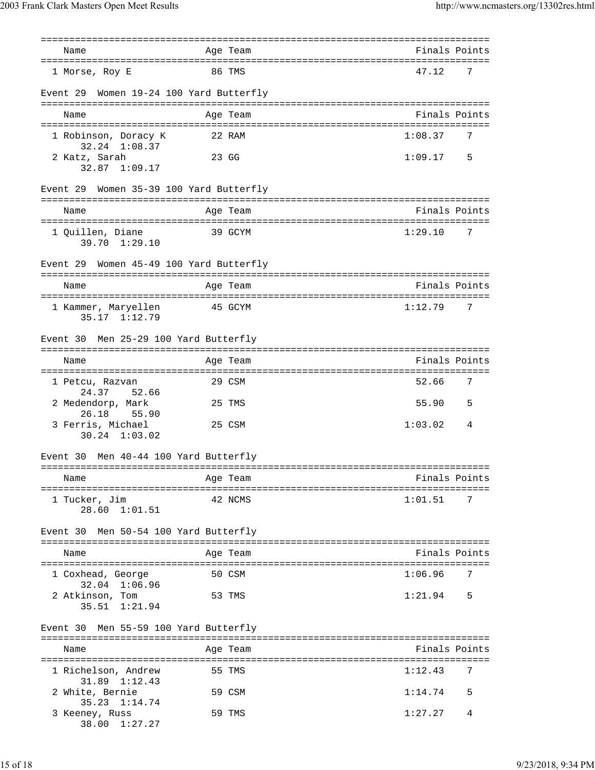| Name | Age | Team | Finals | Points |
|---|---|---|---|---|
| 1 Morse, Roy E | 86 | TMS | 47.12 | 7 |

Event 29 Women 19-24 100 Yard Butterfly

| Name | Age | Team | Finals | Points |
|---|---|---|---|---|
| 1 Robinson, Doracy K | 22 | RAM | 1:08.37 | 7 |
| 32.24 1:08.37 | | | | |
| 2 Katz, Sarah | 23 | GG | 1:09.17 | 5 |
| 32.87 1:09.17 | | | | |

Event 29 Women 35-39 100 Yard Butterfly

| Name | Age | Team | Finals | Points |
|---|---|---|---|---|
| 1 Quillen, Diane | 39 | GCYM | 1:29.10 | 7 |
| 39.70 1:29.10 | | | | |

Event 29 Women 45-49 100 Yard Butterfly

| Name | Age | Team | Finals | Points |
|---|---|---|---|---|
| 1 Kammer, Maryellen | 45 | GCYM | 1:12.79 | 7 |
| 35.17 1:12.79 | | | | |

Event 30 Men 25-29 100 Yard Butterfly

| Name | Age | Team | Finals | Points |
|---|---|---|---|---|
| 1 Petcu, Razvan | 29 | CSM | 52.66 | 7 |
| 24.37 52.66 | | | | |
| 2 Medendorp, Mark | 25 | TMS | 55.90 | 5 |
| 26.18 55.90 | | | | |
| 3 Ferris, Michael | 25 | CSM | 1:03.02 | 4 |
| 30.24 1:03.02 | | | | |

Event 30 Men 40-44 100 Yard Butterfly

| Name | Age | Team | Finals | Points |
|---|---|---|---|---|
| 1 Tucker, Jim | 42 | NCMS | 1:01.51 | 7 |
| 28.60 1:01.51 | | | | |

Event 30 Men 50-54 100 Yard Butterfly

| Name | Age | Team | Finals | Points |
|---|---|---|---|---|
| 1 Coxhead, George | 50 | CSM | 1:06.96 | 7 |
| 32.04 1:06.96 | | | | |
| 2 Atkinson, Tom | 53 | TMS | 1:21.94 | 5 |
| 35.51 1:21.94 | | | | |

Event 30 Men 55-59 100 Yard Butterfly

| Name | Age | Team | Finals | Points |
|---|---|---|---|---|
| 1 Richelson, Andrew | 55 | TMS | 1:12.43 | 7 |
| 31.89 1:12.43 | | | | |
| 2 White, Bernie | 59 | CSM | 1:14.74 | 5 |
| 35.23 1:14.74 | | | | |
| 3 Keeney, Russ | 59 | TMS | 1:27.27 | 4 |
| 38.00 1:27.27 | | | | |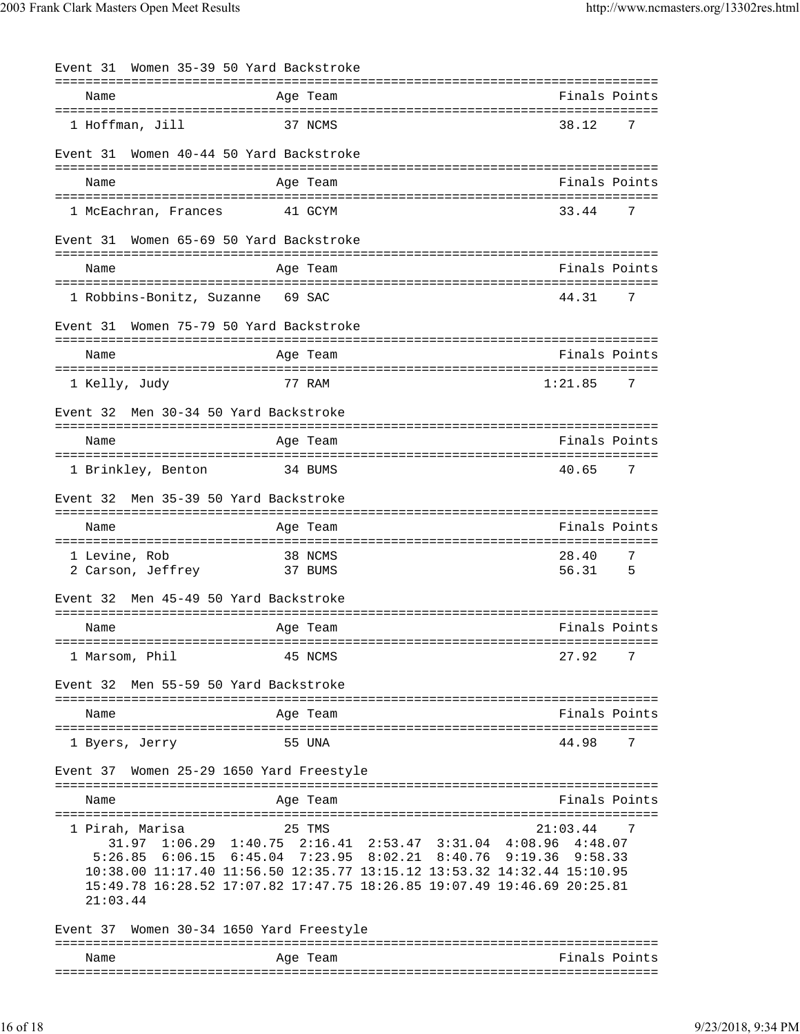### Event 31 Women 35-39 50 Yard Backstroke

| | Name | Age | Team | Finals | Points |
|---|---|---|---|---|---|
| 1 | Hoffman, Jill | 37 | NCMS | 38.12 | 7 |

### Event 31 Women 40-44 50 Yard Backstroke

| | Name | Age | Team | Finals | Points |
|---|---|---|---|---|---|
| 1 | McEachran, Frances | 41 | GCYM | 33.44 | 7 |

### Event 31 Women 65-69 50 Yard Backstroke

| | Name | Age | Team | Finals | Points |
|---|---|---|---|---|---|
| 1 | Robbins-Bonitz, Suzanne | 69 | SAC | 44.31 | 7 |

### Event 31 Women 75-79 50 Yard Backstroke

| | Name | Age | Team | Finals | Points |
|---|---|---|---|---|---|
| 1 | Kelly, Judy | 77 | RAM | 1:21.85 | 7 |

### Event 32 Men 30-34 50 Yard Backstroke

| | Name | Age | Team | Finals | Points |
|---|---|---|---|---|---|
| 1 | Brinkley, Benton | 34 | BUMS | 40.65 | 7 |

### Event 32 Men 35-39 50 Yard Backstroke

| | Name | Age | Team | Finals | Points |
|---|---|---|---|---|---|
| 1 | Levine, Rob | 38 | NCMS | 28.40 | 7 |
| 2 | Carson, Jeffrey | 37 | BUMS | 56.31 | 5 |

### Event 32 Men 45-49 50 Yard Backstroke

| | Name | Age | Team | Finals | Points |
|---|---|---|---|---|---|
| 1 | Marsom, Phil | 45 | NCMS | 27.92 | 7 |

### Event 32 Men 55-59 50 Yard Backstroke

| | Name | Age | Team | Finals | Points |
|---|---|---|---|---|---|
| 1 | Byers, Jerry | 55 | UNA | 44.98 | 7 |

### Event 37 Women 25-29 1650 Yard Freestyle

| | Name | Age | Team | Finals | Points |
|---|---|---|---|---|---|
| 1 | Pirah, Marisa | 25 | TMS | 21:03.44 | 7 |

```
    31.97  1:06.29  1:40.75  2:16.41  2:53.47  3:31.04  4:08.96  4:48.07
  5:26.85  6:06.15  6:45.04  7:23.95  8:02.21  8:40.76  9:19.36  9:58.33
 10:38.00 11:17.40 11:56.50 12:35.77 13:15.12 13:53.32 14:32.44 15:10.95
 15:49.78 16:28.52 17:07.82 17:47.75 18:26.85 19:07.49 19:46.69 20:25.81
 21:03.44
```

### Event 37 Women 30-34 1650 Yard Freestyle

| | Name | Age | Team | Finals | Points |
|---|---|---|---|---|---|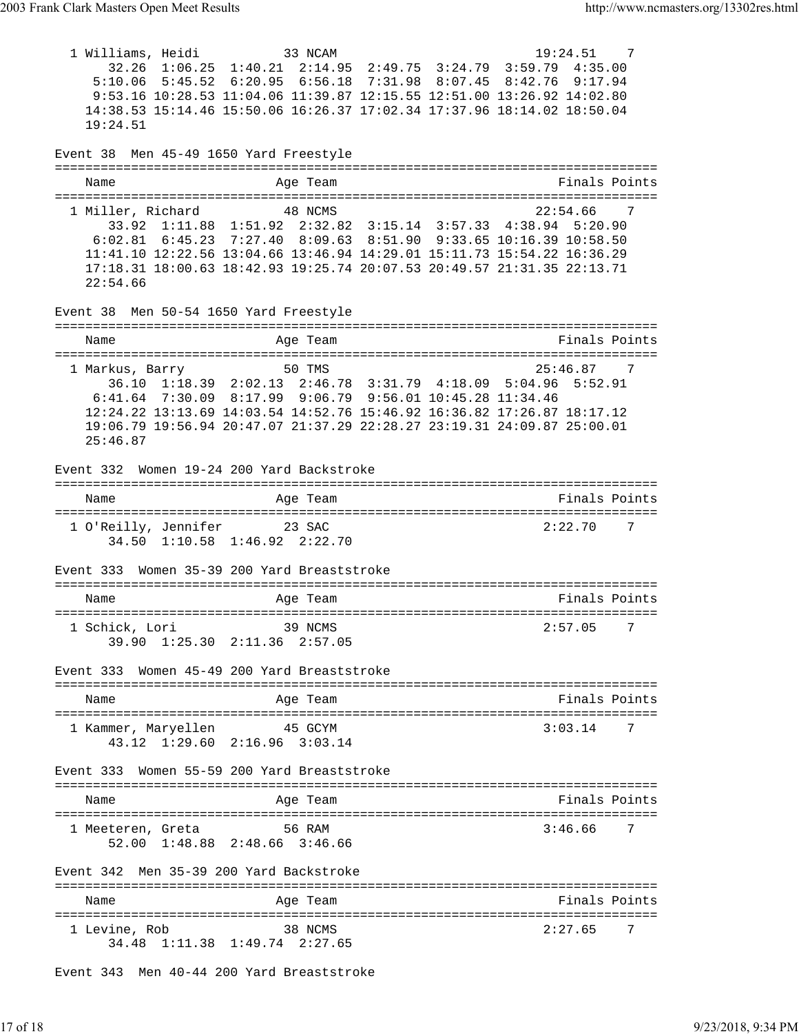```
  1 Williams, Heidi           33 NCAM                          19:24.51    7
       32.26  1:06.25  1:40.21  2:14.95  2:49.75  3:24.79  3:59.79  4:35.00
     5:10.06  5:45.52  6:20.95  6:56.18  7:31.98  8:07.45  8:42.76  9:17.94
     9:53.16 10:28.53 11:04.06 11:39.87 12:15.55 12:51.00 13:26.92 14:02.80
    14:38.53 15:14.46 15:50.06 16:26.37 17:02.34 17:37.96 18:14.02 18:50.04
    19:24.51
```

Event 38  Men 45-49 1650 Yard Freestyle

```
===============================================================================
    Name                    Age Team                            Finals Points
===============================================================================
  1 Miller, Richard          48 NCMS                          22:54.66    7
       33.92  1:11.88  1:51.92  2:32.82  3:15.14  3:57.33  4:38.94  5:20.90
     6:02.81  6:45.23  7:27.40  8:09.63  8:51.90  9:33.65 10:16.39 10:58.50
    11:41.10 12:22.56 13:04.66 13:46.94 14:29.01 15:11.73 15:54.22 16:36.29
    17:18.31 18:00.63 18:42.93 19:25.74 20:07.53 20:49.57 21:31.35 22:13.71
    22:54.66
```

Event 38  Men 50-54 1650 Yard Freestyle

```
===============================================================================
    Name                    Age Team                            Finals Points
===============================================================================
  1 Markus, Barry            50 TMS                           25:46.87    7
       36.10  1:18.39  2:02.13  2:46.78  3:31.79  4:18.09  5:04.96  5:52.91
     6:41.64  7:30.09  8:17.99  9:06.79  9:56.01 10:45.28 11:34.46
    12:24.22 13:13.69 14:03.54 14:52.76 15:46.92 16:36.82 17:26.87 18:17.12
    19:06.79 19:56.94 20:47.07 21:37.29 22:28.27 23:19.31 24:09.87 25:00.01
    25:46.87
```

Event 332  Women 19-24 200 Yard Backstroke

```
===============================================================================
    Name                    Age Team                            Finals Points
===============================================================================
  1 O'Reilly, Jennifer       23 SAC                            2:22.70    7
       34.50  1:10.58  1:46.92  2:22.70
```

Event 333  Women 35-39 200 Yard Breaststroke

```
===============================================================================
    Name                    Age Team                            Finals Points
===============================================================================
  1 Schick, Lori             39 NCMS                           2:57.05    7
       39.90  1:25.30  2:11.36  2:57.05
```

Event 333  Women 45-49 200 Yard Breaststroke

```
===============================================================================
    Name                    Age Team                            Finals Points
===============================================================================
  1 Kammer, Maryellen        45 GCYM                           3:03.14    7
       43.12  1:29.60  2:16.96  3:03.14
```

Event 333  Women 55-59 200 Yard Breaststroke

```
===============================================================================
    Name                    Age Team                            Finals Points
===============================================================================
  1 Meeteren, Greta          56 RAM                            3:46.66    7
       52.00  1:48.88  2:48.66  3:46.66
```

Event 342  Men 35-39 200 Yard Backstroke

```
===============================================================================
    Name                    Age Team                            Finals Points
===============================================================================
  1 Levine, Rob              38 NCMS                           2:27.65    7
       34.48  1:11.38  1:49.74  2:27.65
```

Event 343  Men 40-44 200 Yard Breaststroke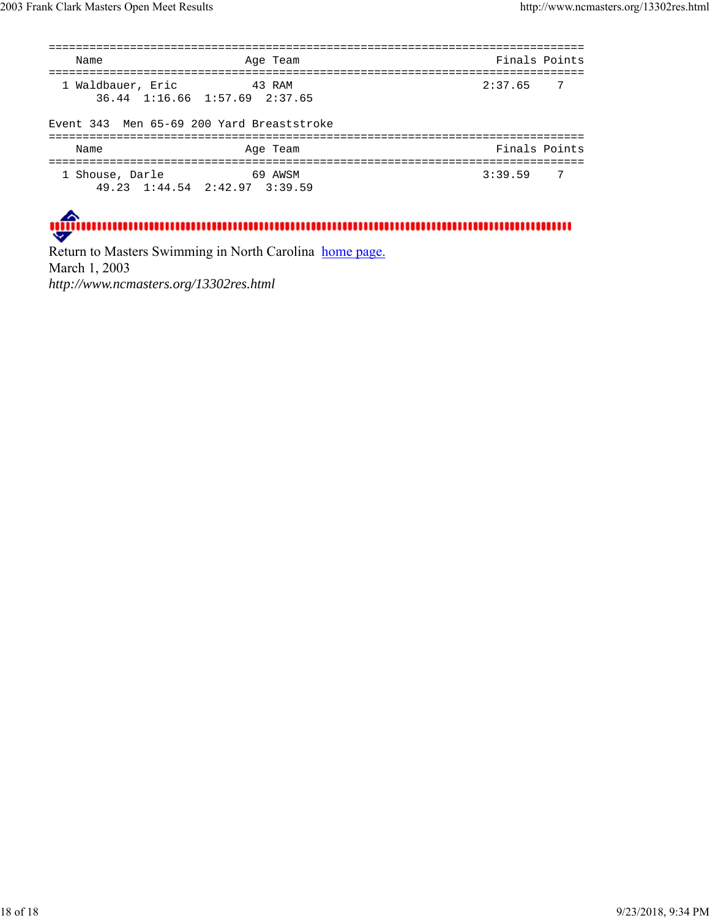| Name | Age | Team | Finals | Points |
|---|---|---|---|---|
| 1 Waldbauer, Eric | 43 | RAM | 2:37.65 | 7 |
| 36.44 1:16.66 1:57.69 2:37.65 | | | | |

Event 343 Men 65-69 200 Yard Breaststroke

| Name | Age | Team | Finals | Points |
|---|---|---|---|---|
| 1 Shouse, Darle | 69 | AWSM | 3:39.59 | 7 |
| 49.23 1:44.54 2:42.97 3:39.59 | | | | |

Return to Masters Swimming in North Carolina home page.
March 1, 2003
*http://www.ncmasters.org/13302res.html*